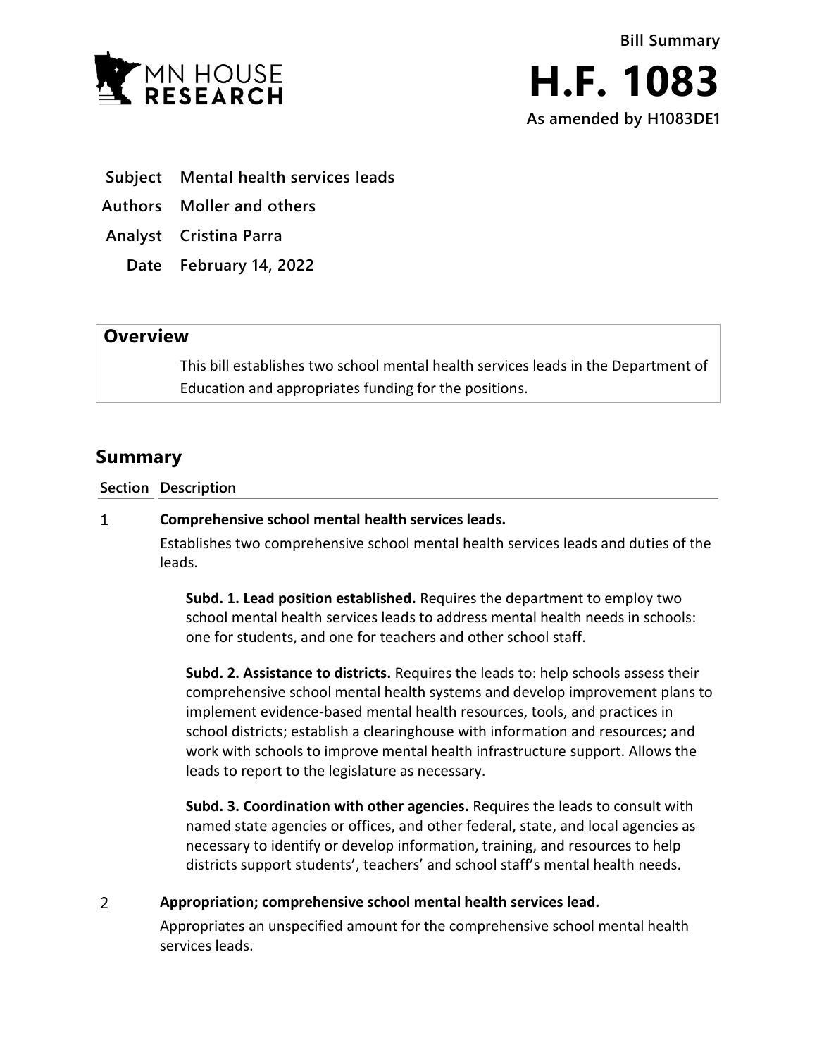MN HOUSE RESEARCH

Bill Summary

# H.F. 1083

**As amended by H1083DE1**

| | |
|---|---|
| **Subject** | **Mental health services leads** |
| **Authors** | **Moller and others** |
| **Analyst** | **Cristina Parra** |
| **Date** | **February 14, 2022** |

## Overview

This bill establishes two school mental health services leads in the Department of Education and appropriates funding for the positions.

## Summary

| Section | Description |
|---|---|
| 1 | **Comprehensive school mental health services leads.**<br>Establishes two comprehensive school mental health services leads and duties of the leads.<br><br>**Subd. 1. Lead position established.** Requires the department to employ two school mental health services leads to address mental health needs in schools: one for students, and one for teachers and other school staff.<br><br>**Subd. 2. Assistance to districts.** Requires the leads to: help schools assess their comprehensive school mental health systems and develop improvement plans to implement evidence-based mental health resources, tools, and practices in school districts; establish a clearinghouse with information and resources; and work with schools to improve mental health infrastructure support. Allows the leads to report to the legislature as necessary.<br><br>**Subd. 3. Coordination with other agencies.** Requires the leads to consult with named state agencies or offices, and other federal, state, and local agencies as necessary to identify or develop information, training, and resources to help districts support students', teachers' and school staff's mental health needs. |
| 2 | **Appropriation; comprehensive school mental health services lead.**<br>Appropriates an unspecified amount for the comprehensive school mental health services leads. |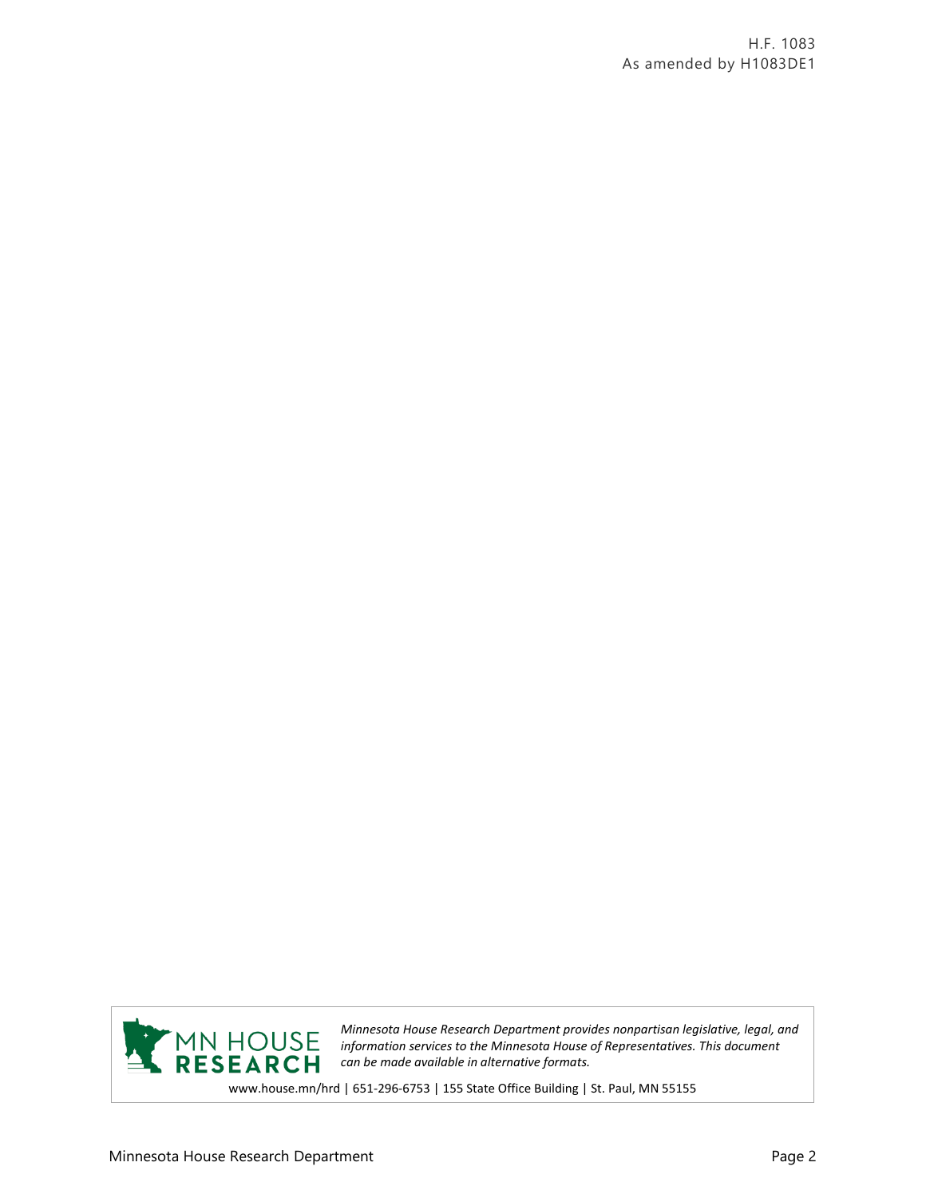Minnesota House Research Department provides nonpartisan legislative, legal, and information services to the Minnesota House of Representatives. This document can be made available in alternative formats.

www.house.mn/hrd | 651-296-6753 | 155 State Office Building | St. Paul, MN 55155